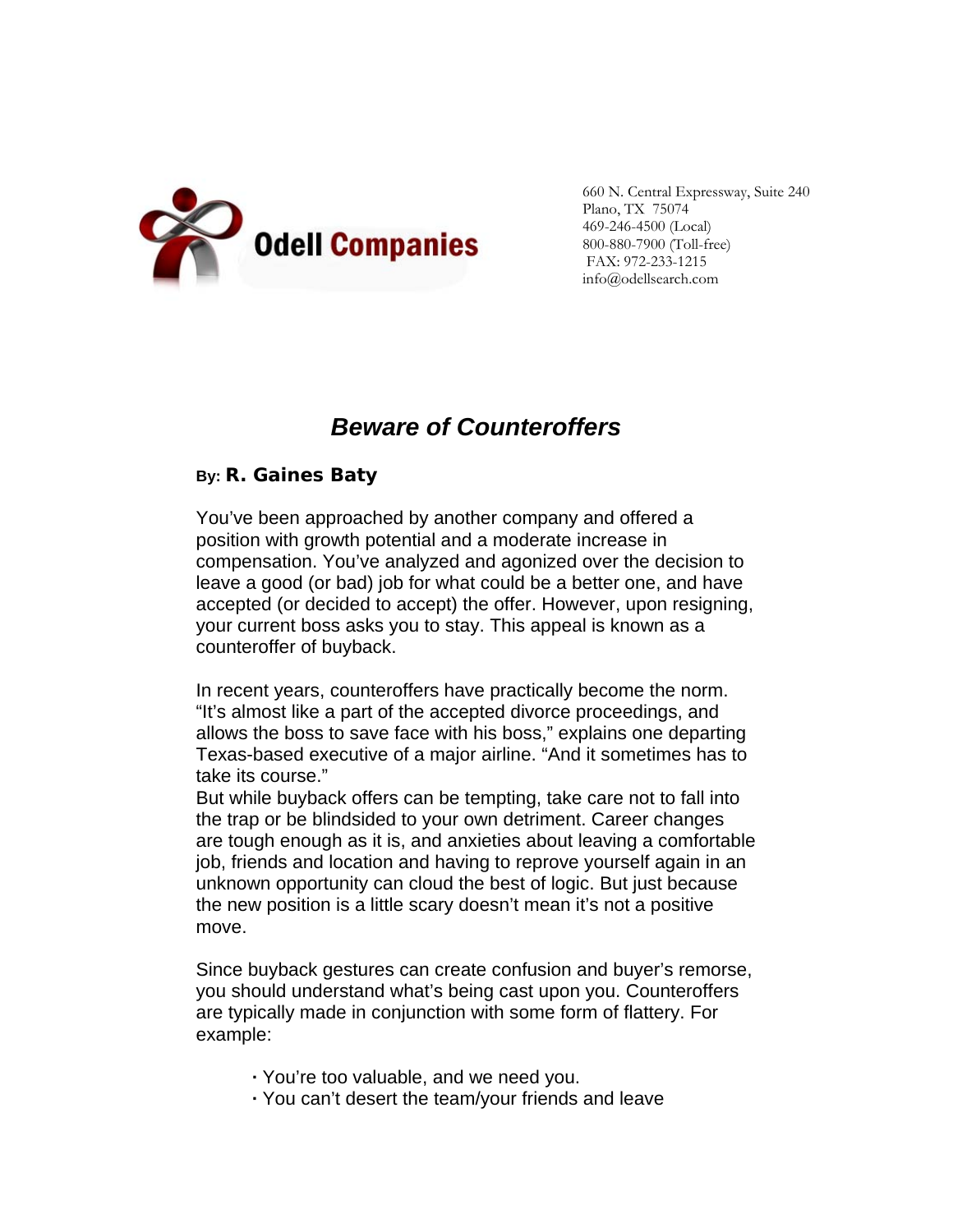Odell Companies

660 N. Central Expressway, Suite 240
Plano, TX 75074
469-246-4500 (Local)
800-880-7900 (Toll-free)
FAX: 972-233-1215
info@odellsearch.com

# *Beware of Counteroffers*

By: **R. Gaines Baty**

You've been approached by another company and offered a position with growth potential and a moderate increase in compensation. You've analyzed and agonized over the decision to leave a good (or bad) job for what could be a better one, and have accepted (or decided to accept) the offer. However, upon resigning, your current boss asks you to stay. This appeal is known as a counteroffer of buyback.

In recent years, counteroffers have practically become the norm. "It's almost like a part of the accepted divorce proceedings, and allows the boss to save face with his boss," explains one departing Texas-based executive of a major airline. "And it sometimes has to take its course."

But while buyback offers can be tempting, take care not to fall into the trap or be blindsided to your own detriment. Career changes are tough enough as it is, and anxieties about leaving a comfortable job, friends and location and having to reprove yourself again in an unknown opportunity can cloud the best of logic. But just because the new position is a little scary doesn't mean it's not a positive move.

Since buyback gestures can create confusion and buyer's remorse, you should understand what's being cast upon you. Counteroffers are typically made in conjunction with some form of flattery. For example:

- You're too valuable, and we need you.
- You can't desert the team/your friends and leave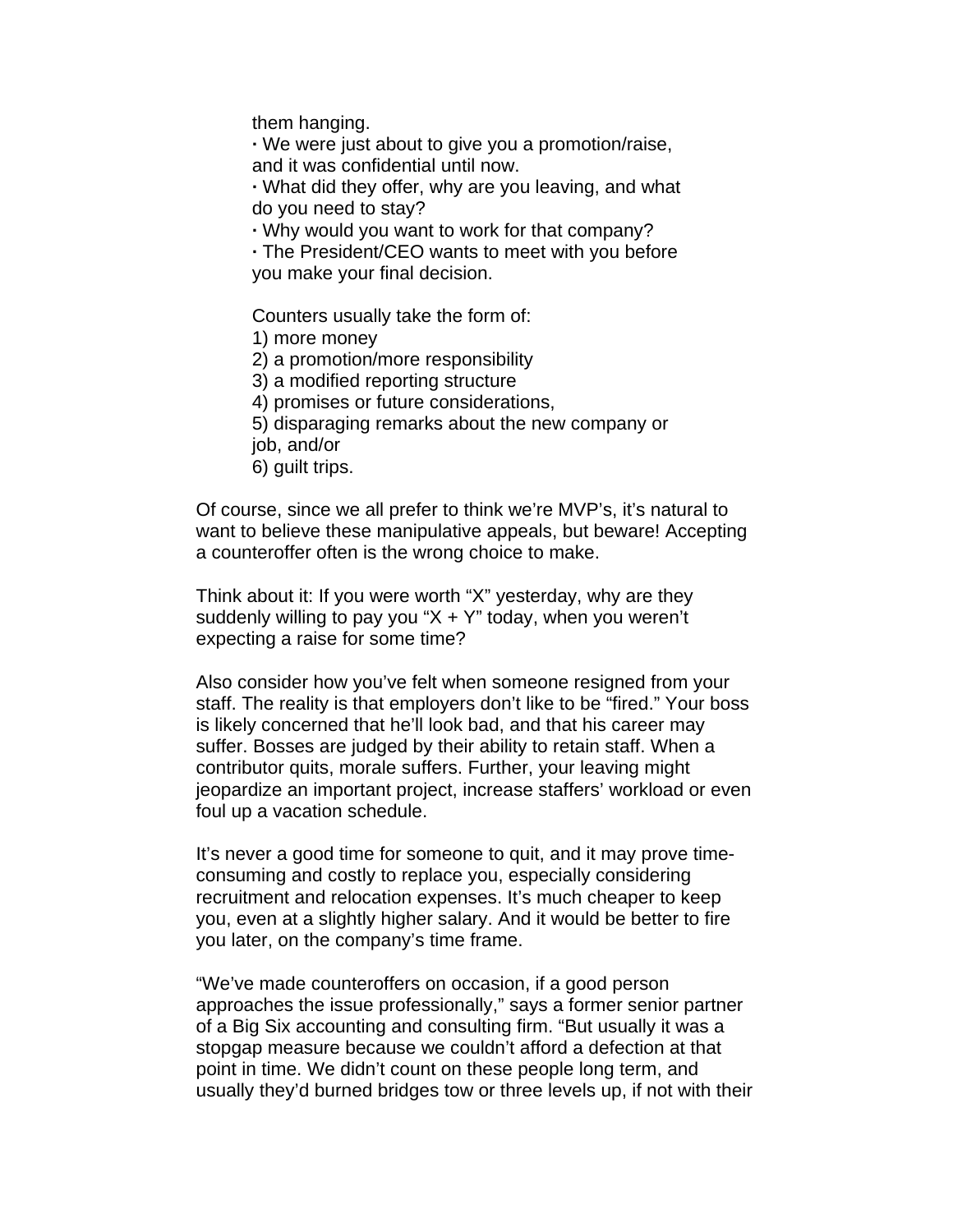them hanging.

- We were just about to give you a promotion/raise, and it was confidential until now.
- What did they offer, why are you leaving, and what do you need to stay?
- Why would you want to work for that company?
- The President/CEO wants to meet with you before you make your final decision.

Counters usually take the form of:

1) more money
2) a promotion/more responsibility
3) a modified reporting structure
4) promises or future considerations,
5) disparaging remarks about the new company or job, and/or
6) guilt trips.

Of course, since we all prefer to think we're MVP's, it's natural to want to believe these manipulative appeals, but beware! Accepting a counteroffer often is the wrong choice to make.

Think about it: If you were worth "X" yesterday, why are they suddenly willing to pay you "X + Y" today, when you weren't expecting a raise for some time?

Also consider how you've felt when someone resigned from your staff. The reality is that employers don't like to be "fired." Your boss is likely concerned that he'll look bad, and that his career may suffer. Bosses are judged by their ability to retain staff. When a contributor quits, morale suffers. Further, your leaving might jeopardize an important project, increase staffers' workload or even foul up a vacation schedule.

It's never a good time for someone to quit, and it may prove time-consuming and costly to replace you, especially considering recruitment and relocation expenses. It's much cheaper to keep you, even at a slightly higher salary. And it would be better to fire you later, on the company's time frame.

"We've made counteroffers on occasion, if a good person approaches the issue professionally," says a former senior partner of a Big Six accounting and consulting firm. "But usually it was a stopgap measure because we couldn't afford a defection at that point in time. We didn't count on these people long term, and usually they'd burned bridges tow or three levels up, if not with their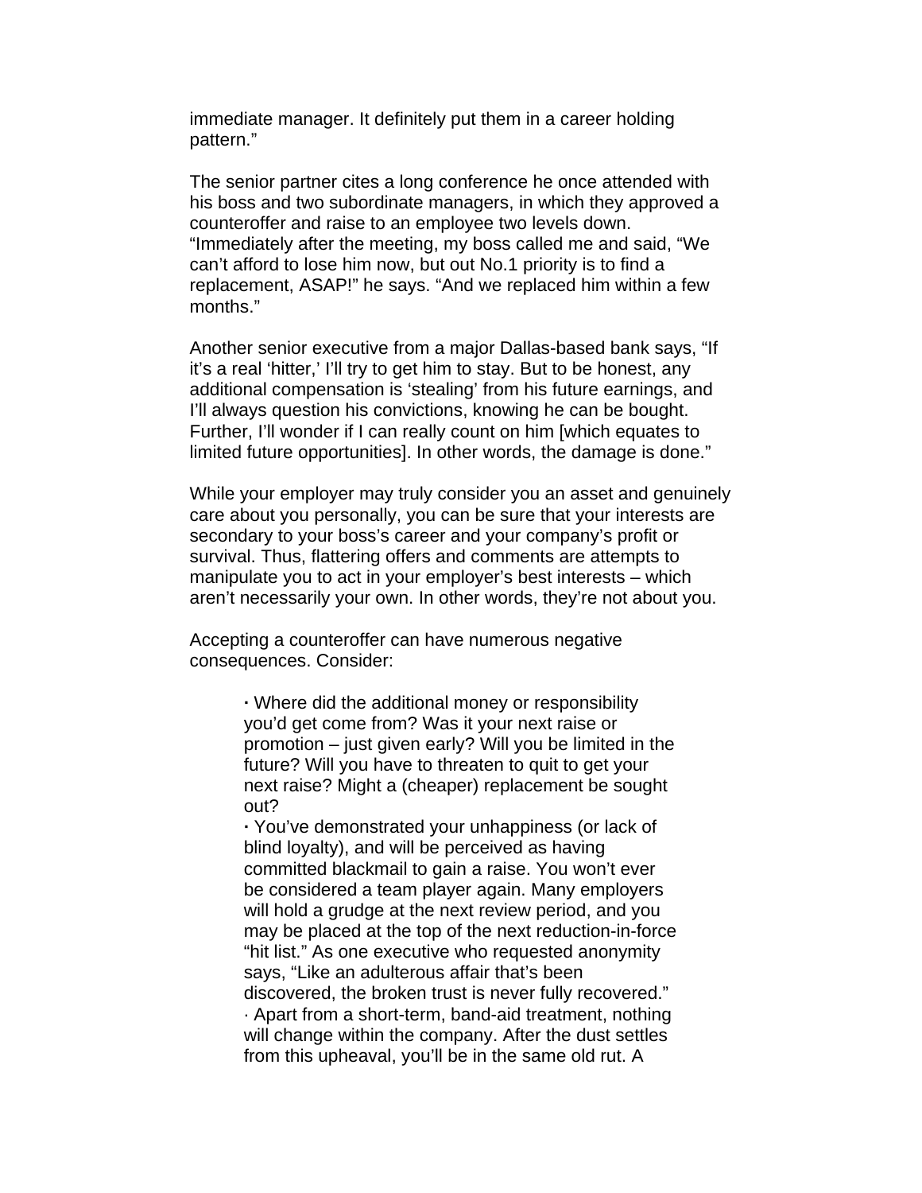immediate manager. It definitely put them in a career holding pattern."

The senior partner cites a long conference he once attended with his boss and two subordinate managers, in which they approved a counteroffer and raise to an employee two levels down. "Immediately after the meeting, my boss called me and said, "We can't afford to lose him now, but out No.1 priority is to find a replacement, ASAP!" he says. "And we replaced him within a few months."

Another senior executive from a major Dallas-based bank says, "If it's a real 'hitter,' I'll try to get him to stay. But to be honest, any additional compensation is 'stealing' from his future earnings, and I'll always question his convictions, knowing he can be bought. Further, I'll wonder if I can really count on him [which equates to limited future opportunities]. In other words, the damage is done."

While your employer may truly consider you an asset and genuinely care about you personally, you can be sure that your interests are secondary to your boss's career and your company's profit or survival. Thus, flattering offers and comments are attempts to manipulate you to act in your employer's best interests – which aren't necessarily your own. In other words, they're not about you.

Accepting a counteroffer can have numerous negative consequences. Consider:

- Where did the additional money or responsibility you'd get come from? Was it your next raise or promotion – just given early? Will you be limited in the future? Will you have to threaten to quit to get your next raise? Might a (cheaper) replacement be sought out?
- You've demonstrated your unhappiness (or lack of blind loyalty), and will be perceived as having committed blackmail to gain a raise. You won't ever be considered a team player again. Many employers will hold a grudge at the next review period, and you may be placed at the top of the next reduction-in-force "hit list." As one executive who requested anonymity says, "Like an adulterous affair that's been discovered, the broken trust is never fully recovered."
- Apart from a short-term, band-aid treatment, nothing will change within the company. After the dust settles from this upheaval, you'll be in the same old rut. A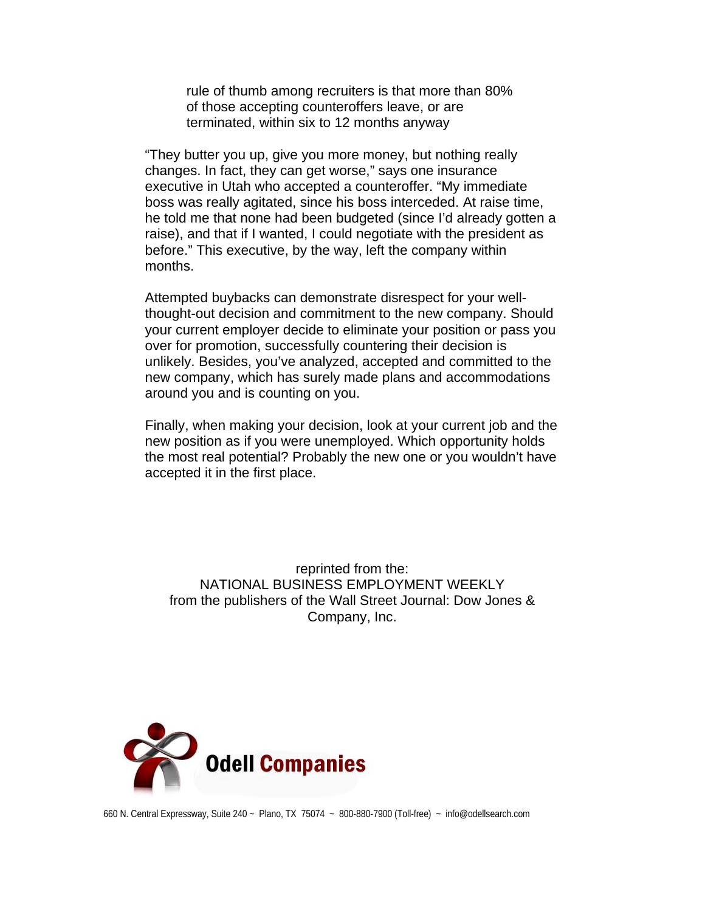rule of thumb among recruiters is that more than 80% of those accepting counteroffers leave, or are terminated, within six to 12 months anyway

"They butter you up, give you more money, but nothing really changes. In fact, they can get worse," says one insurance executive in Utah who accepted a counteroffer. "My immediate boss was really agitated, since his boss interceded. At raise time, he told me that none had been budgeted (since I'd already gotten a raise), and that if I wanted, I could negotiate with the president as before." This executive, by the way, left the company within months.

Attempted buybacks can demonstrate disrespect for your well-thought-out decision and commitment to the new company. Should your current employer decide to eliminate your position or pass you over for promotion, successfully countering their decision is unlikely. Besides, you've analyzed, accepted and committed to the new company, which has surely made plans and accommodations around you and is counting on you.

Finally, when making your decision, look at your current job and the new position as if you were unemployed. Which opportunity holds the most real potential? Probably the new one or you wouldn't have accepted it in the first place.

reprinted from the:
NATIONAL BUSINESS EMPLOYMENT WEEKLY
from the publishers of the Wall Street Journal: Dow Jones & Company, Inc.

**Odell Companies**

660 N. Central Expressway, Suite 240 ~ Plano, TX 75074 ~ 800-880-7900 (Toll-free) ~ info@odellsearch.com